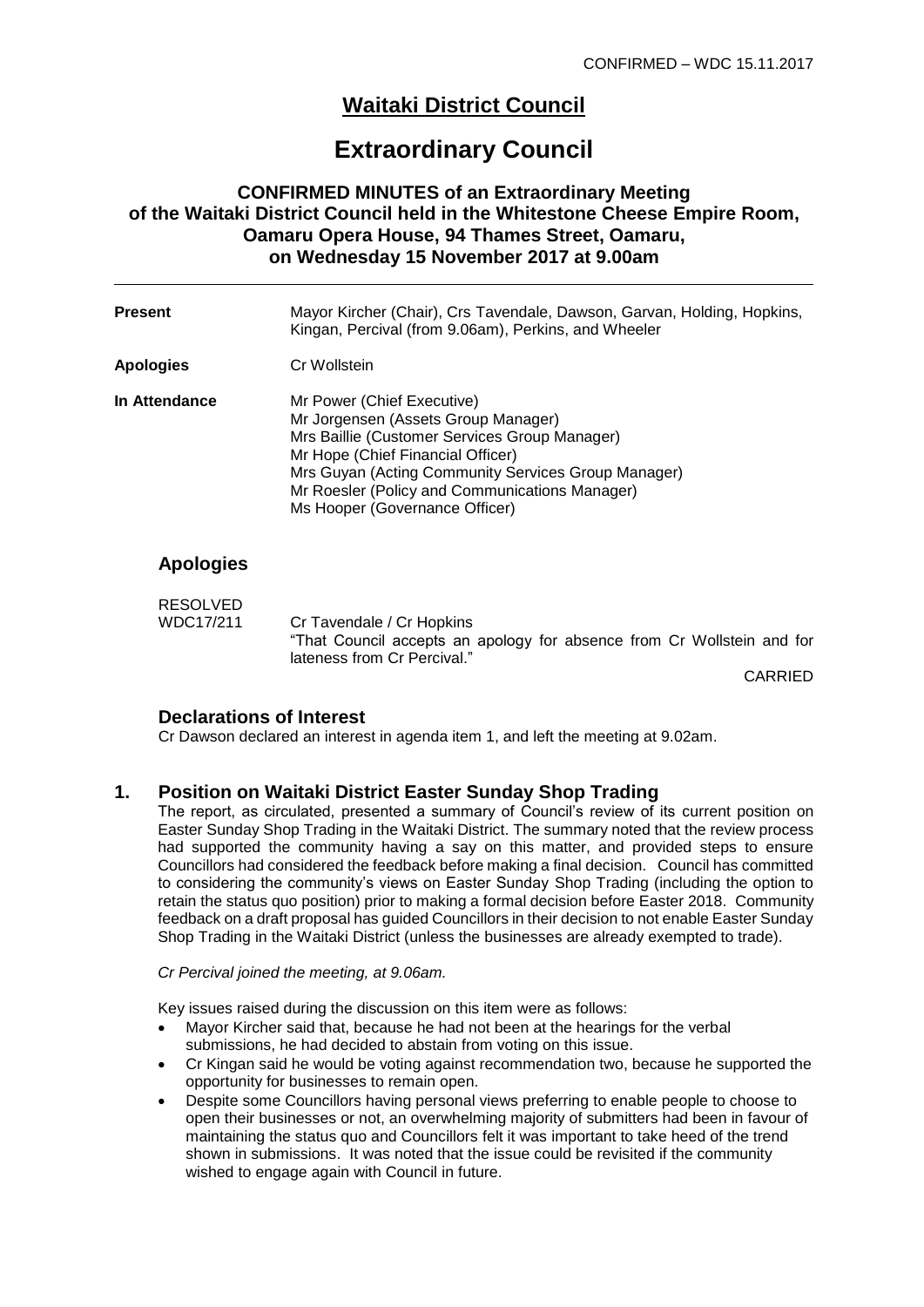CONFIRMED – WDC 15.11.2017

# Waitaki District Council

# Extraordinary Council

### CONFIRMED MINUTES of an Extraordinary Meeting of the Waitaki District Council held in the Whitestone Cheese Empire Room, Oamaru Opera House, 94 Thames Street, Oamaru, on Wednesday 15 November 2017 at 9.00am

| | |
|---|---|
| **Present** | Mayor Kircher (Chair), Crs Tavendale, Dawson, Garvan, Holding, Hopkins, Kingan, Percival (from 9.06am), Perkins, and Wheeler |
| **Apologies** | Cr Wollstein |
| **In Attendance** | Mr Power (Chief Executive)<br>Mr Jorgensen (Assets Group Manager)<br>Mrs Baillie (Customer Services Group Manager)<br>Mr Hope (Chief Financial Officer)<br>Mrs Guyan (Acting Community Services Group Manager)<br>Mr Roesler (Policy and Communications Manager)<br>Ms Hooper (Governance Officer) |

## Apologies

RESOLVED
WDC17/211 Cr Tavendale / Cr Hopkins
"That Council accepts an apology for absence from Cr Wollstein and for lateness from Cr Percival."

CARRIED

## Declarations of Interest

Cr Dawson declared an interest in agenda item 1, and left the meeting at 9.02am.

## 1. Position on Waitaki District Easter Sunday Shop Trading

The report, as circulated, presented a summary of Council's review of its current position on Easter Sunday Shop Trading in the Waitaki District. The summary noted that the review process had supported the community having a say on this matter, and provided steps to ensure Councillors had considered the feedback before making a final decision. Council has committed to considering the community's views on Easter Sunday Shop Trading (including the option to retain the status quo position) prior to making a formal decision before Easter 2018. Community feedback on a draft proposal has guided Councillors in their decision to not enable Easter Sunday Shop Trading in the Waitaki District (unless the businesses are already exempted to trade).

*Cr Percival joined the meeting, at 9.06am.*

Key issues raised during the discussion on this item were as follows:

- Mayor Kircher said that, because he had not been at the hearings for the verbal submissions, he had decided to abstain from voting on this issue.
- Cr Kingan said he would be voting against recommendation two, because he supported the opportunity for businesses to remain open.
- Despite some Councillors having personal views preferring to enable people to choose to open their businesses or not, an overwhelming majority of submitters had been in favour of maintaining the status quo and Councillors felt it was important to take heed of the trend shown in submissions. It was noted that the issue could be revisited if the community wished to engage again with Council in future.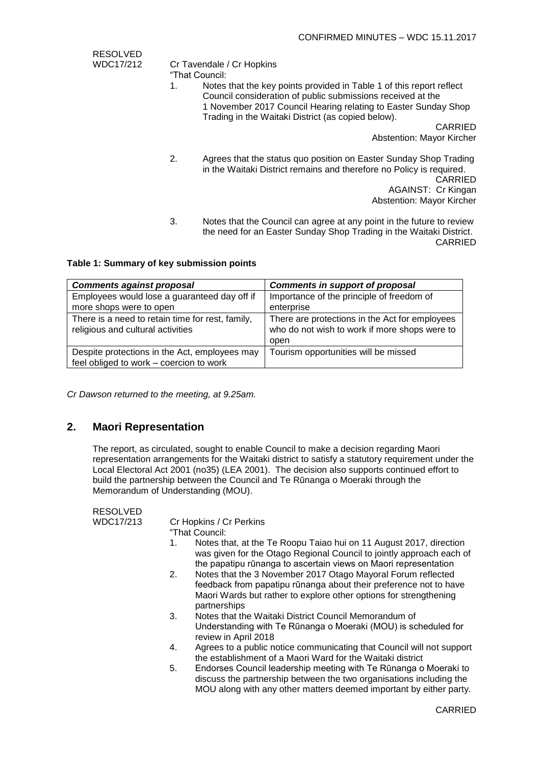RESOLVED
WDC17/212

Cr Tavendale / Cr Hopkins

"That Council:

1. Notes that the key points provided in Table 1 of this report reflect Council consideration of public submissions received at the 1 November 2017 Council Hearing relating to Easter Sunday Shop Trading in the Waitaki District (as copied below).

   CARRIED
   Abstention: Mayor Kircher

2. Agrees that the status quo position on Easter Sunday Shop Trading in the Waitaki District remains and therefore no Policy is required.

   CARRIED
   AGAINST: Cr Kingan
   Abstention: Mayor Kircher

3. Notes that the Council can agree at any point in the future to review the need for an Easter Sunday Shop Trading in the Waitaki District.

   CARRIED

**Table 1: Summary of key submission points**

| *Comments against proposal* | *Comments in support of proposal* |
|---|---|
| Employees would lose a guaranteed day off if more shops were to open | Importance of the principle of freedom of enterprise |
| There is a need to retain time for rest, family, religious and cultural activities | There are protections in the Act for employees who do not wish to work if more shops were to open |
| Despite protections in the Act, employees may feel obliged to work – coercion to work | Tourism opportunities will be missed |

*Cr Dawson returned to the meeting, at 9.25am.*

## 2. Maori Representation

The report, as circulated, sought to enable Council to make a decision regarding Maori representation arrangements for the Waitaki district to satisfy a statutory requirement under the Local Electoral Act 2001 (no35) (LEA 2001). The decision also supports continued effort to build the partnership between the Council and Te Rūnanga o Moeraki through the Memorandum of Understanding (MOU).

RESOLVED
WDC17/213

Cr Hopkins / Cr Perkins

"That Council:

1. Notes that, at the Te Roopu Taiao hui on 11 August 2017, direction was given for the Otago Regional Council to jointly approach each of the papatipu rūnanga to ascertain views on Maori representation
2. Notes that the 3 November 2017 Otago Mayoral Forum reflected feedback from papatipu rūnanga about their preference not to have Maori Wards but rather to explore other options for strengthening partnerships
3. Notes that the Waitaki District Council Memorandum of Understanding with Te Rūnanga o Moeraki (MOU) is scheduled for review in April 2018
4. Agrees to a public notice communicating that Council will not support the establishment of a Maori Ward for the Waitaki district
5. Endorses Council leadership meeting with Te Rūnanga o Moeraki to discuss the partnership between the two organisations including the MOU along with any other matters deemed important by either party.

CARRIED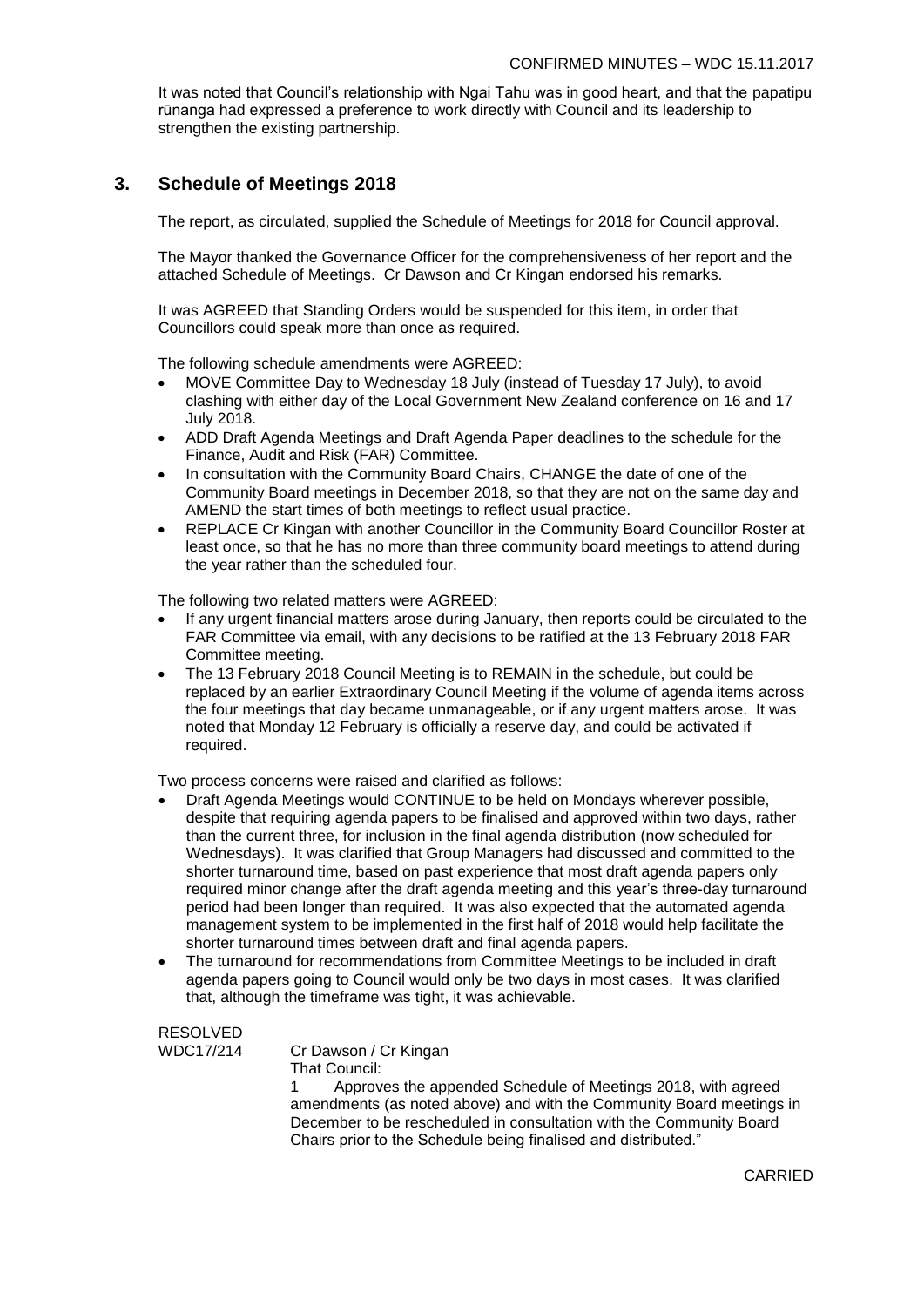It was noted that Council's relationship with Ngai Tahu was in good heart, and that the papatipu rūnanga had expressed a preference to work directly with Council and its leadership to strengthen the existing partnership.

## 3. Schedule of Meetings 2018

The report, as circulated, supplied the Schedule of Meetings for 2018 for Council approval.

The Mayor thanked the Governance Officer for the comprehensiveness of her report and the attached Schedule of Meetings. Cr Dawson and Cr Kingan endorsed his remarks.

It was AGREED that Standing Orders would be suspended for this item, in order that Councillors could speak more than once as required.

The following schedule amendments were AGREED:

- MOVE Committee Day to Wednesday 18 July (instead of Tuesday 17 July), to avoid clashing with either day of the Local Government New Zealand conference on 16 and 17 July 2018.
- ADD Draft Agenda Meetings and Draft Agenda Paper deadlines to the schedule for the Finance, Audit and Risk (FAR) Committee.
- In consultation with the Community Board Chairs, CHANGE the date of one of the Community Board meetings in December 2018, so that they are not on the same day and AMEND the start times of both meetings to reflect usual practice.
- REPLACE Cr Kingan with another Councillor in the Community Board Councillor Roster at least once, so that he has no more than three community board meetings to attend during the year rather than the scheduled four.

The following two related matters were AGREED:

- If any urgent financial matters arose during January, then reports could be circulated to the FAR Committee via email, with any decisions to be ratified at the 13 February 2018 FAR Committee meeting.
- The 13 February 2018 Council Meeting is to REMAIN in the schedule, but could be replaced by an earlier Extraordinary Council Meeting if the volume of agenda items across the four meetings that day became unmanageable, or if any urgent matters arose. It was noted that Monday 12 February is officially a reserve day, and could be activated if required.

Two process concerns were raised and clarified as follows:

- Draft Agenda Meetings would CONTINUE to be held on Mondays wherever possible, despite that requiring agenda papers to be finalised and approved within two days, rather than the current three, for inclusion in the final agenda distribution (now scheduled for Wednesdays). It was clarified that Group Managers had discussed and committed to the shorter turnaround time, based on past experience that most draft agenda papers only required minor change after the draft agenda meeting and this year's three-day turnaround period had been longer than required. It was also expected that the automated agenda management system to be implemented in the first half of 2018 would help facilitate the shorter turnaround times between draft and final agenda papers.
- The turnaround for recommendations from Committee Meetings to be included in draft agenda papers going to Council would only be two days in most cases. It was clarified that, although the timeframe was tight, it was achievable.

RESOLVED
WDC17/214 Cr Dawson / Cr Kingan

That Council:

1 Approves the appended Schedule of Meetings 2018, with agreed amendments (as noted above) and with the Community Board meetings in December to be rescheduled in consultation with the Community Board Chairs prior to the Schedule being finalised and distributed."

CARRIED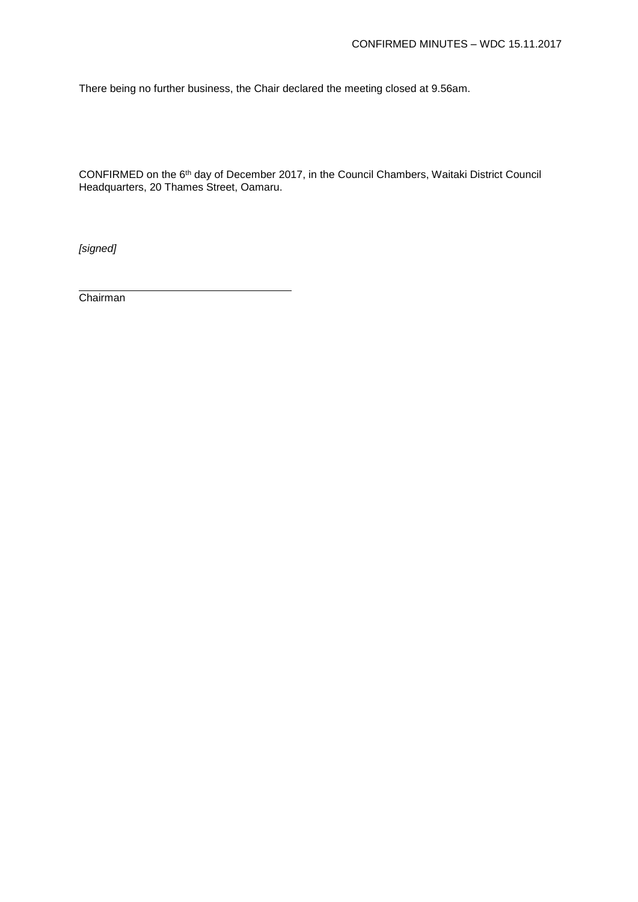There being no further business, the Chair declared the meeting closed at 9.56am.

CONFIRMED on the 6th day of December 2017, in the Council Chambers, Waitaki District Council Headquarters, 20 Thames Street, Oamaru.

*[signed]*

Chairman